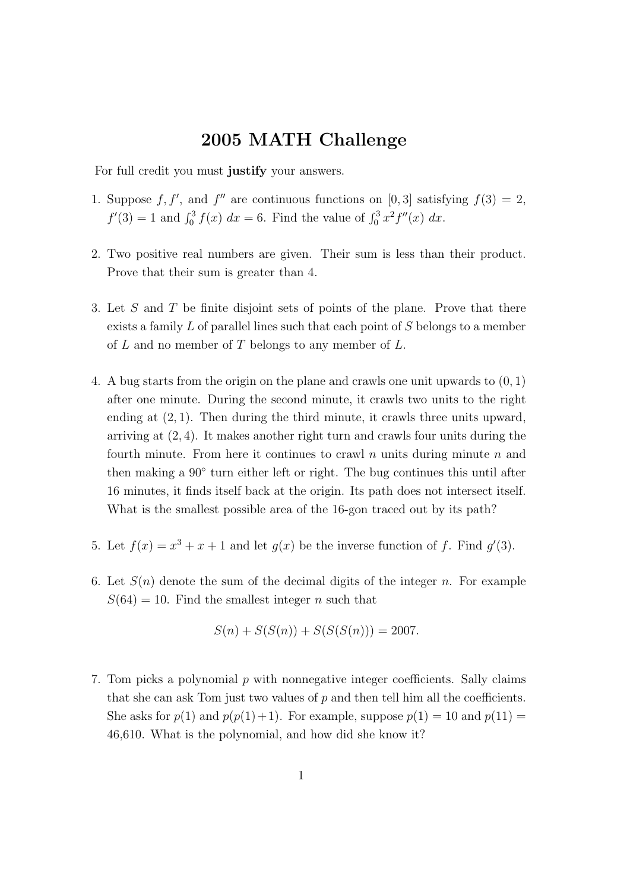# 2005 MATH Challenge

For full credit you must **justify** your answers.

1. Suppose $f, f'$, and $f''$ are continuous functions on $[0, 3]$ satisfying $f(3) = 2$, $f'(3) = 1$ and $\int_0^3 f(x)\,dx = 6$. Find the value of $\int_0^3 x^2 f''(x)\,dx$.

2. Two positive real numbers are given. Their sum is less than their product. Prove that their sum is greater than 4.

3. Let $S$ and $T$ be finite disjoint sets of points of the plane. Prove that there exists a family $L$ of parallel lines such that each point of $S$ belongs to a member of $L$ and no member of $T$ belongs to any member of $L$.

4. A bug starts from the origin on the plane and crawls one unit upwards to $(0, 1)$ after one minute. During the second minute, it crawls two units to the right ending at $(2, 1)$. Then during the third minute, it crawls three units upward, arriving at $(2, 4)$. It makes another right turn and crawls four units during the fourth minute. From here it continues to crawl $n$ units during minute $n$ and then making a $90^\circ$ turn either left or right. The bug continues this until after 16 minutes, it finds itself back at the origin. Its path does not intersect itself. What is the smallest possible area of the 16-gon traced out by its path?

5. Let $f(x) = x^3 + x + 1$ and let $g(x)$ be the inverse function of $f$. Find $g'(3)$.

6. Let $S(n)$ denote the sum of the decimal digits of the integer $n$. For example $S(64) = 10$. Find the smallest integer $n$ such that

$$S(n) + S(S(n)) + S(S(S(n))) = 2007.$$

7. Tom picks a polynomial $p$ with nonnegative integer coefficients. Sally claims that she can ask Tom just two values of $p$ and then tell him all the coefficients. She asks for $p(1)$ and $p(p(1)+1)$. For example, suppose $p(1) = 10$ and $p(11) =$ 46,610. What is the polynomial, and how did she know it?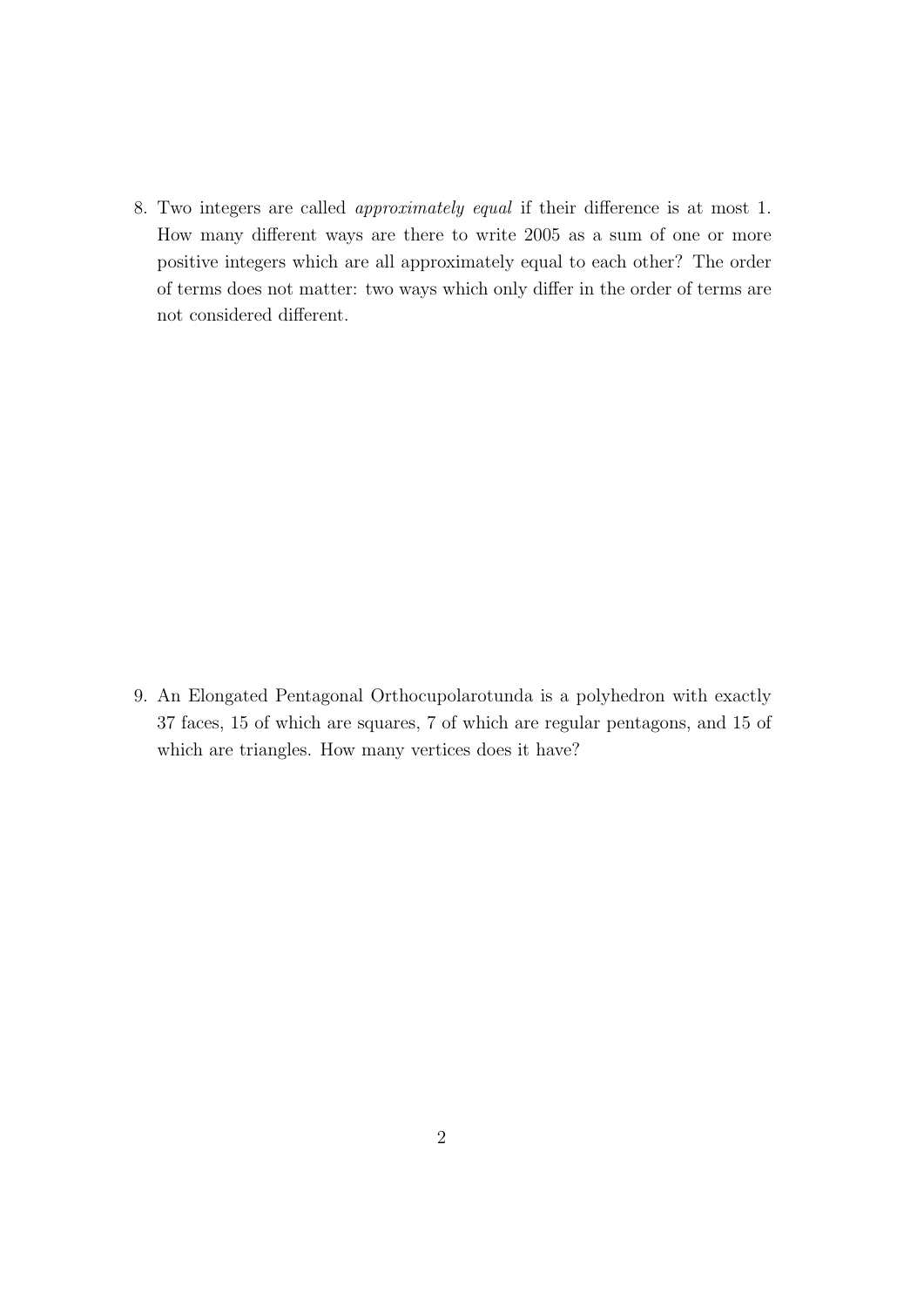8. Two integers are called *approximately equal* if their difference is at most 1. How many different ways are there to write 2005 as a sum of one or more positive integers which are all approximately equal to each other? The order of terms does not matter: two ways which only differ in the order of terms are not considered different.

9. An Elongated Pentagonal Orthocupolarotunda is a polyhedron with exactly 37 faces, 15 of which are squares, 7 of which are regular pentagons, and 15 of which are triangles. How many vertices does it have?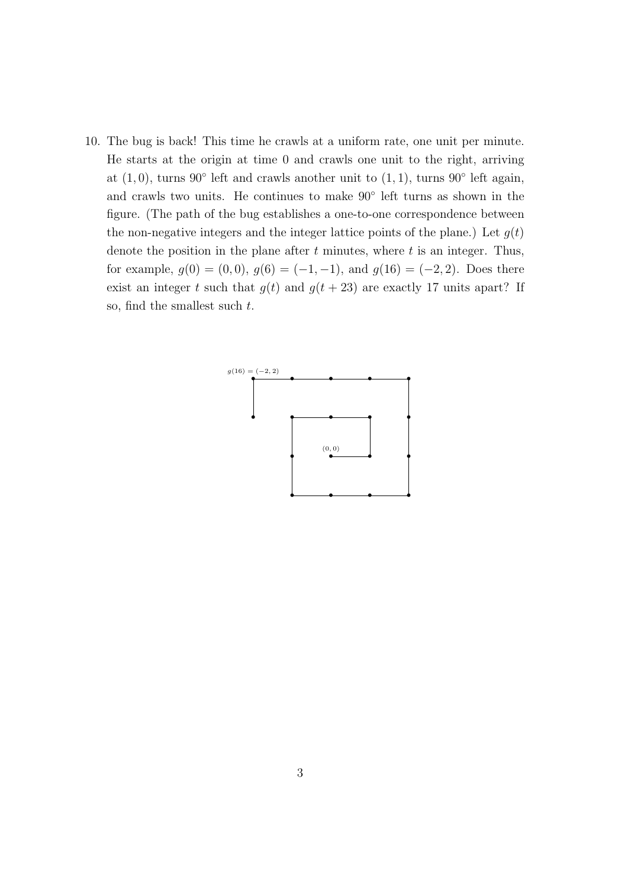10. The bug is back! This time he crawls at a uniform rate, one unit per minute. He starts at the origin at time 0 and crawls one unit to the right, arriving at $(1, 0)$, turns $90^\circ$ left and crawls another unit to $(1, 1)$, turns $90^\circ$ left again, and crawls two units. He continues to make $90^\circ$ left turns as shown in the figure. (The path of the bug establishes a one-to-one correspondence between the non-negative integers and the integer lattice points of the plane.) Let $g(t)$ denote the position in the plane after $t$ minutes, where $t$ is an integer. Thus, for example, $g(0) = (0, 0)$, $g(6) = (-1, -1)$, and $g(16) = (-2, 2)$. Does there exist an integer $t$ such that $g(t)$ and $g(t + 23)$ are exactly 17 units apart? If so, find the smallest such $t$.

$g(16) = (-2, 2)$

$(0, 0)$